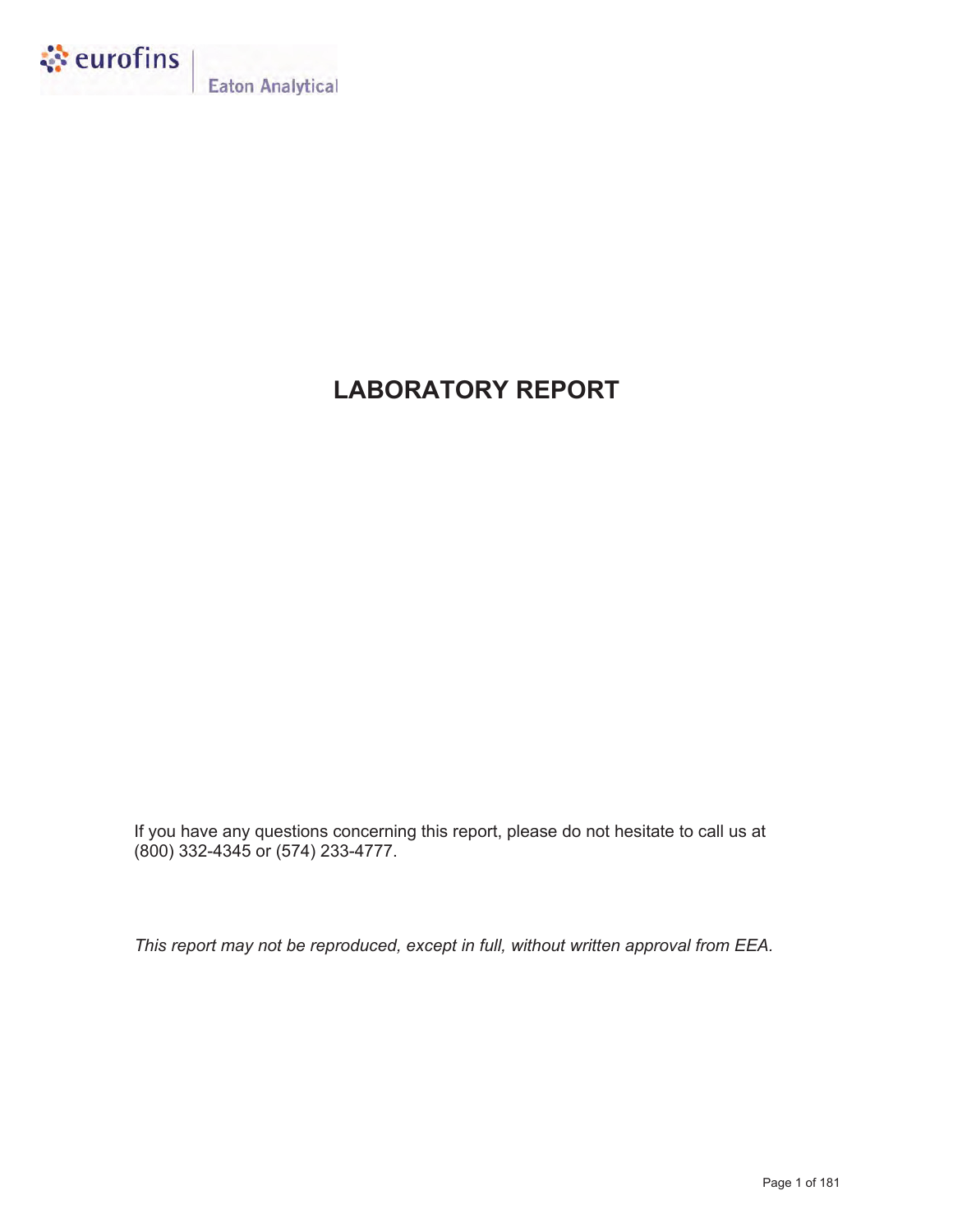eurofins | Eaton Analytical

# LABORATORY REPORT

If you have any questions concerning this report, please do not hesitate to call us at (800) 332-4345 or (574) 233-4777.

*This report may not be reproduced, except in full, without written approval from EEA.*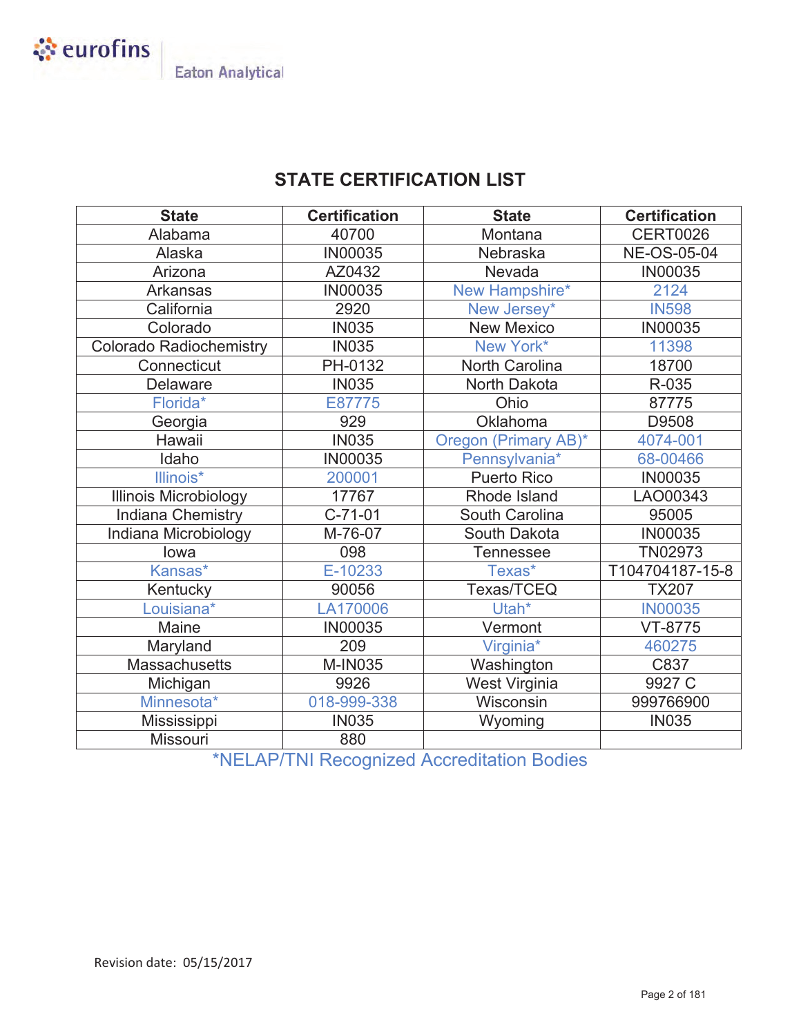## STATE CERTIFICATION LIST

| State | Certification | State | Certification |
|---|---|---|---|
| Alabama | 40700 | Montana | CERT0026 |
| Alaska | IN00035 | Nebraska | NE-OS-05-04 |
| Arizona | AZ0432 | Nevada | IN00035 |
| Arkansas | IN00035 | New Hampshire* | 2124 |
| California | 2920 | New Jersey* | IN598 |
| Colorado | IN035 | New Mexico | IN00035 |
| Colorado Radiochemistry | IN035 | New York* | 11398 |
| Connecticut | PH-0132 | North Carolina | 18700 |
| Delaware | IN035 | North Dakota | R-035 |
| Florida* | E87775 | Ohio | 87775 |
| Georgia | 929 | Oklahoma | D9508 |
| Hawaii | IN035 | Oregon (Primary AB)* | 4074-001 |
| Idaho | IN00035 | Pennsylvania* | 68-00466 |
| Illinois* | 200001 | Puerto Rico | IN00035 |
| Illinois Microbiology | 17767 | Rhode Island | LAO00343 |
| Indiana Chemistry | C-71-01 | South Carolina | 95005 |
| Indiana Microbiology | M-76-07 | South Dakota | IN00035 |
| Iowa | 098 | Tennessee | TN02973 |
| Kansas* | E-10233 | Texas* | T104704187-15-8 |
| Kentucky | 90056 | Texas/TCEQ | TX207 |
| Louisiana* | LA170006 | Utah* | IN00035 |
| Maine | IN00035 | Vermont | VT-8775 |
| Maryland | 209 | Virginia* | 460275 |
| Massachusetts | M-IN035 | Washington | C837 |
| Michigan | 9926 | West Virginia | 9927 C |
| Minnesota* | 018-999-338 | Wisconsin | 999766900 |
| Mississippi | IN035 | Wyoming | IN035 |
| Missouri | 880 | | |

*NELAP/TNI Recognized Accreditation Bodies

Revision date: 05/15/2017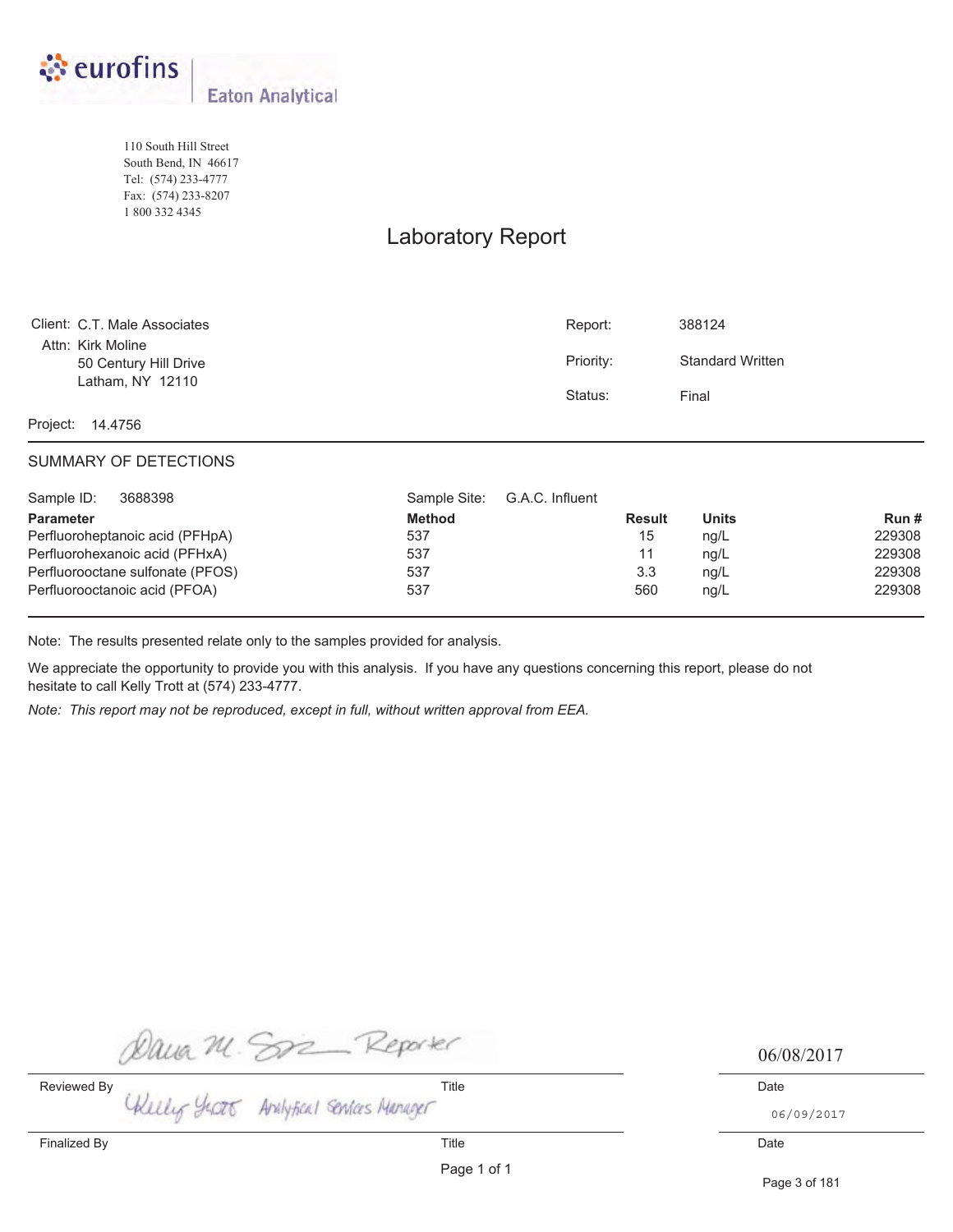eurofins | Eaton Analytical

110 South Hill Street
South Bend, IN 46617
Tel: (574) 233-4777
Fax: (574) 233-8207
1 800 332 4345

# Laboratory Report

Client: C.T. Male Associates
Attn: Kirk Moline
50 Century Hill Drive
Latham, NY 12110

Report: 388124

Priority: Standard Written

Status: Final

Project: 14.4756

## SUMMARY OF DETECTIONS

Sample ID: 3688398 | Sample Site: G.A.C. Influent

| Parameter | Method | Result | Units | Run # |
|---|---|---|---|---|
| Perfluoroheptanoic acid (PFHpA) | 537 | 15 | ng/L | 229308 |
| Perfluorohexanoic acid (PFHxA) | 537 | 11 | ng/L | 229308 |
| Perfluorooctane sulfonate (PFOS) | 537 | 3.3 | ng/L | 229308 |
| Perfluorooctanoic acid (PFOA) | 537 | 560 | ng/L | 229308 |

Note: The results presented relate only to the samples provided for analysis.

We appreciate the opportunity to provide you with this analysis. If you have any questions concerning this report, please do not hesitate to call Kelly Trott at (574) 233-4777.

*Note: This report may not be reproduced, except in full, without written approval from EEA.*

| | Title | Date |
|---|---|---|
| Reviewed By: Dana M. Soz | Reporter | 06/08/2017 |
| Finalized By: Kelly Trott | Analytical Services Manager | 06/09/2017 |

Page 1 of 1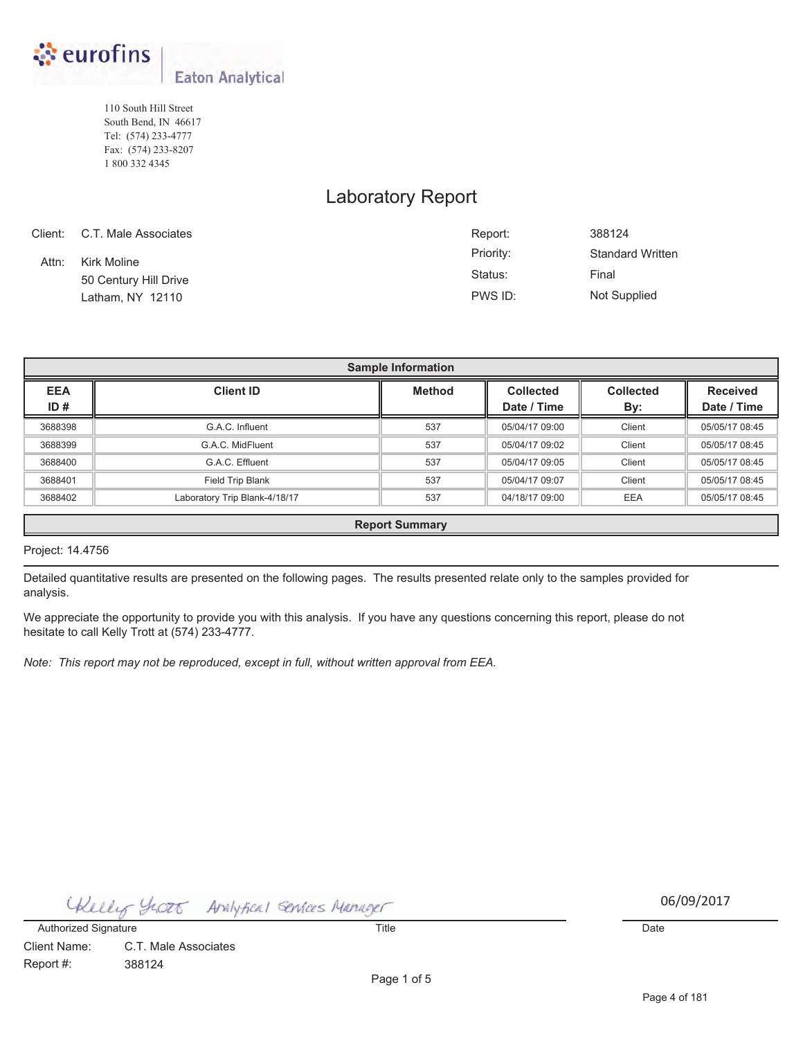eurofins | Eaton Analytical

110 South Hill Street
South Bend, IN 46617
Tel: (574) 233-4777
Fax: (574) 233-8207
1 800 332 4345

# Laboratory Report

Client: C.T. Male Associates
Attn: Kirk Moline
50 Century Hill Drive
Latham, NY 12110

Report: 388124
Priority: Standard Written
Status: Final
PWS ID: Not Supplied

| Sample Information | | | | | |
|---|---|---|---|---|---|
| **EEA ID #** | **Client ID** | **Method** | **Collected Date / Time** | **Collected By:** | **Received Date / Time** |
| 3688398 | G.A.C. Influent | 537 | 05/04/17 09:00 | Client | 05/05/17 08:45 |
| 3688399 | G.A.C. MidFluent | 537 | 05/04/17 09:02 | Client | 05/05/17 08:45 |
| 3688400 | G.A.C. Effluent | 537 | 05/04/17 09:05 | Client | 05/05/17 08:45 |
| 3688401 | Field Trip Blank | 537 | 05/04/17 09:07 | Client | 05/05/17 08:45 |
| 3688402 | Laboratory Trip Blank-4/18/17 | 537 | 04/18/17 09:00 | EEA | 05/05/17 08:45 |

**Report Summary**

Project: 14.4756

Detailed quantitative results are presented on the following pages. The results presented relate only to the samples provided for analysis.

We appreciate the opportunity to provide you with this analysis. If you have any questions concerning this report, please do not hesitate to call Kelly Trott at (574) 233-4777.

*Note: This report may not be reproduced, except in full, without written approval from EEA.*

Kelly Trott — Analytical Services Manager — 06/09/2017

Authorized Signature — Title — Date

Client Name: C.T. Male Associates
Report #: 388124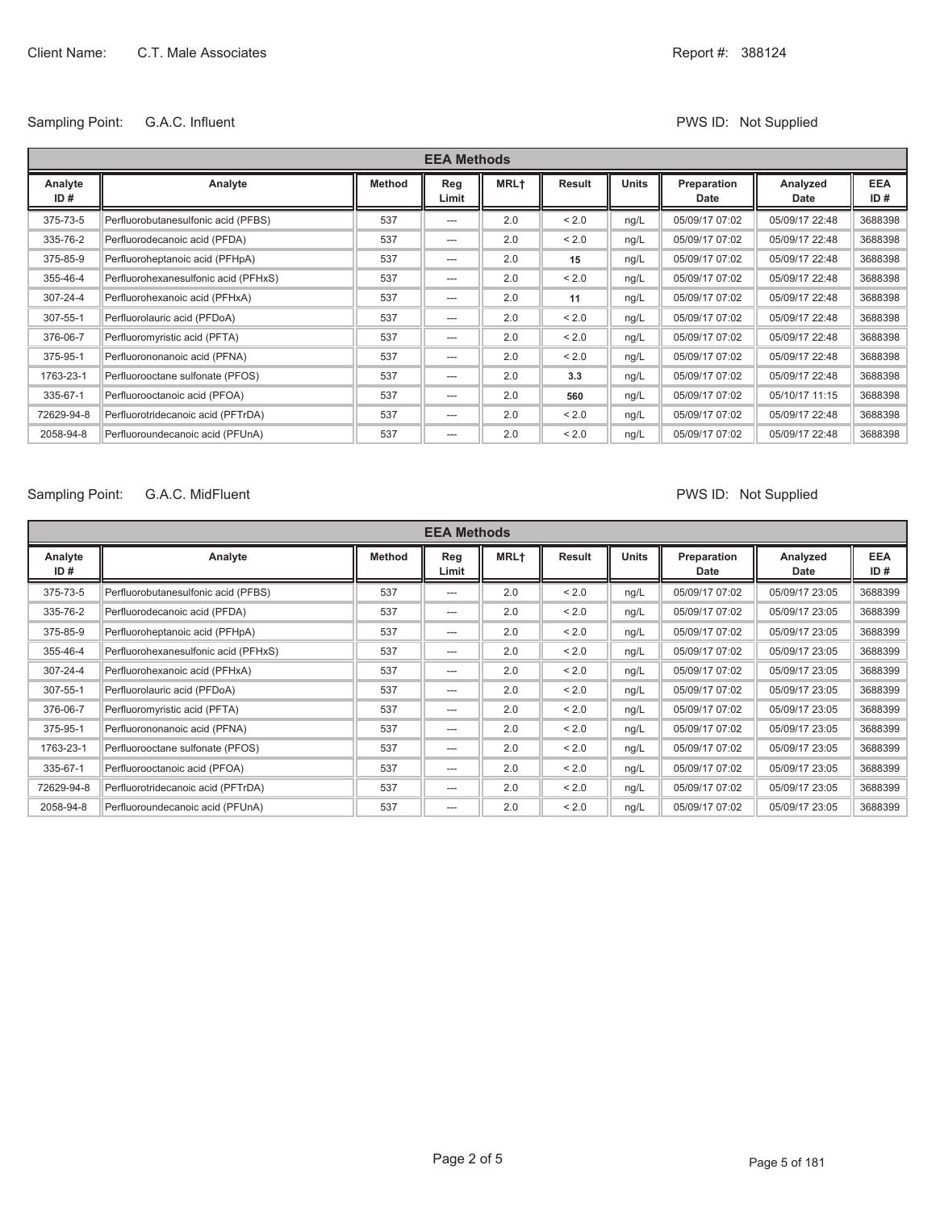Client Name: C.T. Male Associates

Report #: 388124

Sampling Point: G.A.C. Influent

PWS ID: Not Supplied

| EEA Methods | | | | | | | | | |
|---|---|---|---|---|---|---|---|---|---|
| Analyte ID # | Analyte | Method | Reg Limit | MRL† | Result | Units | Preparation Date | Analyzed Date | EEA ID # |
| 375-73-5 | Perfluorobutanesulfonic acid (PFBS) | 537 | --- | 2.0 | < 2.0 | ng/L | 05/09/17 07:02 | 05/09/17 22:48 | 3688398 |
| 335-76-2 | Perfluorodecanoic acid (PFDA) | 537 | --- | 2.0 | < 2.0 | ng/L | 05/09/17 07:02 | 05/09/17 22:48 | 3688398 |
| 375-85-9 | Perfluoroheptanoic acid (PFHpA) | 537 | --- | 2.0 | **15** | ng/L | 05/09/17 07:02 | 05/09/17 22:48 | 3688398 |
| 355-46-4 | Perfluorohexanesulfonic acid (PFHxS) | 537 | --- | 2.0 | < 2.0 | ng/L | 05/09/17 07:02 | 05/09/17 22:48 | 3688398 |
| 307-24-4 | Perfluorohexanoic acid (PFHxA) | 537 | --- | 2.0 | **11** | ng/L | 05/09/17 07:02 | 05/09/17 22:48 | 3688398 |
| 307-55-1 | Perfluorolauric acid (PFDoA) | 537 | --- | 2.0 | < 2.0 | ng/L | 05/09/17 07:02 | 05/09/17 22:48 | 3688398 |
| 376-06-7 | Perfluoromyristic acid (PFTA) | 537 | --- | 2.0 | < 2.0 | ng/L | 05/09/17 07:02 | 05/09/17 22:48 | 3688398 |
| 375-95-1 | Perfluorononanoic acid (PFNA) | 537 | --- | 2.0 | < 2.0 | ng/L | 05/09/17 07:02 | 05/09/17 22:48 | 3688398 |
| 1763-23-1 | Perfluorooctane sulfonate (PFOS) | 537 | --- | 2.0 | **3.3** | ng/L | 05/09/17 07:02 | 05/09/17 22:48 | 3688398 |
| 335-67-1 | Perfluorooctanoic acid (PFOA) | 537 | --- | 2.0 | **560** | ng/L | 05/09/17 07:02 | 05/10/17 11:15 | 3688398 |
| 72629-94-8 | Perfluorotridecanoic acid (PFTrDA) | 537 | --- | 2.0 | < 2.0 | ng/L | 05/09/17 07:02 | 05/09/17 22:48 | 3688398 |
| 2058-94-8 | Perfluoroundecanoic acid (PFUnA) | 537 | --- | 2.0 | < 2.0 | ng/L | 05/09/17 07:02 | 05/09/17 22:48 | 3688398 |

Sampling Point: G.A.C. MidFluent

PWS ID: Not Supplied

| EEA Methods | | | | | | | | | |
|---|---|---|---|---|---|---|---|---|---|
| Analyte ID # | Analyte | Method | Reg Limit | MRL† | Result | Units | Preparation Date | Analyzed Date | EEA ID # |
| 375-73-5 | Perfluorobutanesulfonic acid (PFBS) | 537 | --- | 2.0 | < 2.0 | ng/L | 05/09/17 07:02 | 05/09/17 23:05 | 3688399 |
| 335-76-2 | Perfluorodecanoic acid (PFDA) | 537 | --- | 2.0 | < 2.0 | ng/L | 05/09/17 07:02 | 05/09/17 23:05 | 3688399 |
| 375-85-9 | Perfluoroheptanoic acid (PFHpA) | 537 | --- | 2.0 | < 2.0 | ng/L | 05/09/17 07:02 | 05/09/17 23:05 | 3688399 |
| 355-46-4 | Perfluorohexanesulfonic acid (PFHxS) | 537 | --- | 2.0 | < 2.0 | ng/L | 05/09/17 07:02 | 05/09/17 23:05 | 3688399 |
| 307-24-4 | Perfluorohexanoic acid (PFHxA) | 537 | --- | 2.0 | < 2.0 | ng/L | 05/09/17 07:02 | 05/09/17 23:05 | 3688399 |
| 307-55-1 | Perfluorolauric acid (PFDoA) | 537 | --- | 2.0 | < 2.0 | ng/L | 05/09/17 07:02 | 05/09/17 23:05 | 3688399 |
| 376-06-7 | Perfluoromyristic acid (PFTA) | 537 | --- | 2.0 | < 2.0 | ng/L | 05/09/17 07:02 | 05/09/17 23:05 | 3688399 |
| 375-95-1 | Perfluorononanoic acid (PFNA) | 537 | --- | 2.0 | < 2.0 | ng/L | 05/09/17 07:02 | 05/09/17 23:05 | 3688399 |
| 1763-23-1 | Perfluorooctane sulfonate (PFOS) | 537 | --- | 2.0 | < 2.0 | ng/L | 05/09/17 07:02 | 05/09/17 23:05 | 3688399 |
| 335-67-1 | Perfluorooctanoic acid (PFOA) | 537 | --- | 2.0 | < 2.0 | ng/L | 05/09/17 07:02 | 05/09/17 23:05 | 3688399 |
| 72629-94-8 | Perfluorotridecanoic acid (PFTrDA) | 537 | --- | 2.0 | < 2.0 | ng/L | 05/09/17 07:02 | 05/09/17 23:05 | 3688399 |
| 2058-94-8 | Perfluoroundecanoic acid (PFUnA) | 537 | --- | 2.0 | < 2.0 | ng/L | 05/09/17 07:02 | 05/09/17 23:05 | 3688399 |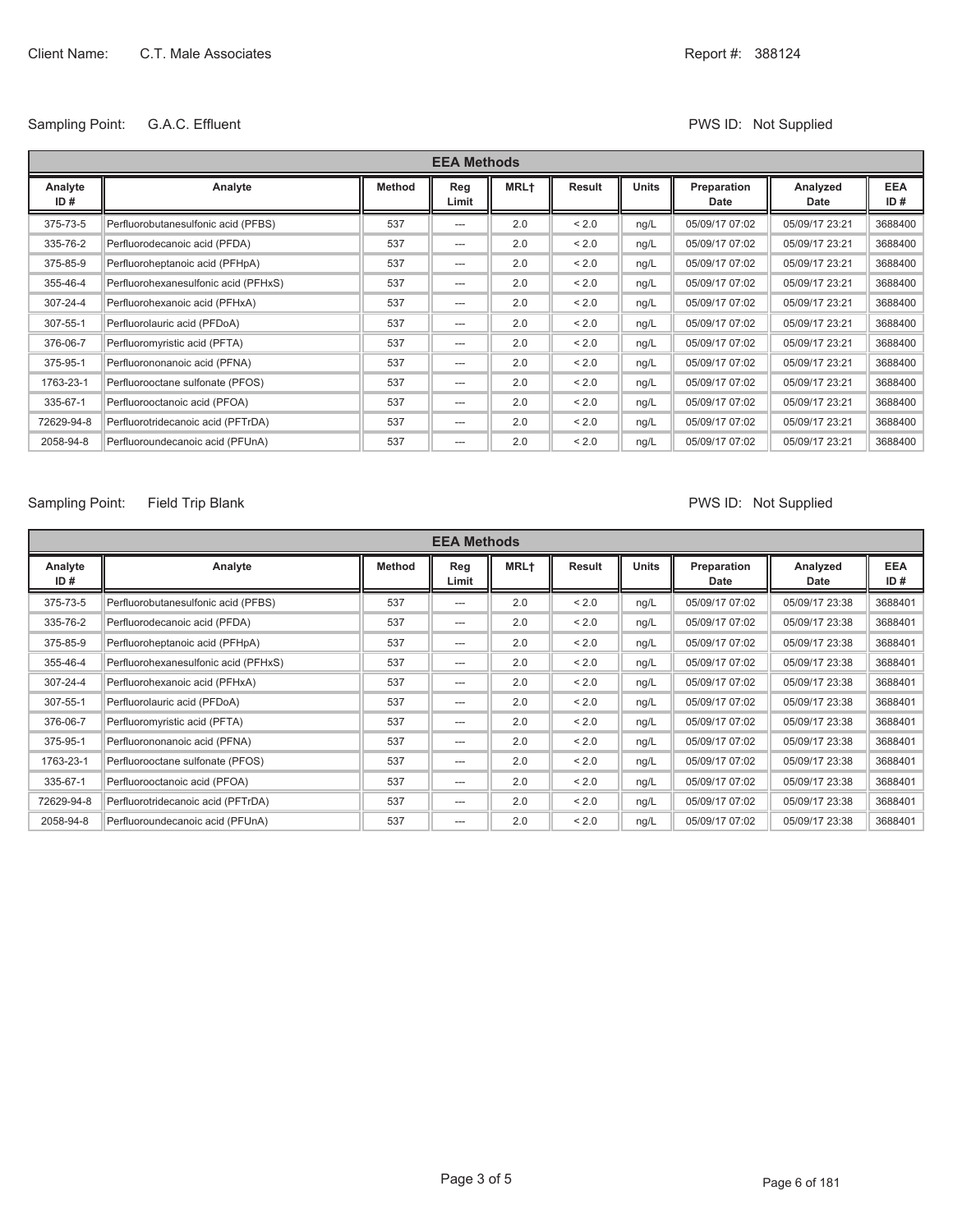Client Name: C.T. Male Associates

Report #: 388124

Sampling Point: G.A.C. Effluent

PWS ID: Not Supplied

| EEA Methods | | | | | | | | | |
|---|---|---|---|---|---|---|---|---|---|
| Analyte ID # | Analyte | Method | Reg Limit | MRL† | Result | Units | Preparation Date | Analyzed Date | EEA ID # |
| 375-73-5 | Perfluorobutanesulfonic acid (PFBS) | 537 | --- | 2.0 | < 2.0 | ng/L | 05/09/17 07:02 | 05/09/17 23:21 | 3688400 |
| 335-76-2 | Perfluorodecanoic acid (PFDA) | 537 | --- | 2.0 | < 2.0 | ng/L | 05/09/17 07:02 | 05/09/17 23:21 | 3688400 |
| 375-85-9 | Perfluoroheptanoic acid (PFHpA) | 537 | --- | 2.0 | < 2.0 | ng/L | 05/09/17 07:02 | 05/09/17 23:21 | 3688400 |
| 355-46-4 | Perfluorohexanesulfonic acid (PFHxS) | 537 | --- | 2.0 | < 2.0 | ng/L | 05/09/17 07:02 | 05/09/17 23:21 | 3688400 |
| 307-24-4 | Perfluorohexanoic acid (PFHxA) | 537 | --- | 2.0 | < 2.0 | ng/L | 05/09/17 07:02 | 05/09/17 23:21 | 3688400 |
| 307-55-1 | Perfluorolauric acid (PFDoA) | 537 | --- | 2.0 | < 2.0 | ng/L | 05/09/17 07:02 | 05/09/17 23:21 | 3688400 |
| 376-06-7 | Perfluoromyristic acid (PFTA) | 537 | --- | 2.0 | < 2.0 | ng/L | 05/09/17 07:02 | 05/09/17 23:21 | 3688400 |
| 375-95-1 | Perfluorononanoic acid (PFNA) | 537 | --- | 2.0 | < 2.0 | ng/L | 05/09/17 07:02 | 05/09/17 23:21 | 3688400 |
| 1763-23-1 | Perfluorooctane sulfonate (PFOS) | 537 | --- | 2.0 | < 2.0 | ng/L | 05/09/17 07:02 | 05/09/17 23:21 | 3688400 |
| 335-67-1 | Perfluorooctanoic acid (PFOA) | 537 | --- | 2.0 | < 2.0 | ng/L | 05/09/17 07:02 | 05/09/17 23:21 | 3688400 |
| 72629-94-8 | Perfluorotridecanoic acid (PFTrDA) | 537 | --- | 2.0 | < 2.0 | ng/L | 05/09/17 07:02 | 05/09/17 23:21 | 3688400 |
| 2058-94-8 | Perfluoroundecanoic acid (PFUnA) | 537 | --- | 2.0 | < 2.0 | ng/L | 05/09/17 07:02 | 05/09/17 23:21 | 3688400 |

Sampling Point: Field Trip Blank

PWS ID: Not Supplied

| EEA Methods | | | | | | | | | |
|---|---|---|---|---|---|---|---|---|---|
| Analyte ID # | Analyte | Method | Reg Limit | MRL† | Result | Units | Preparation Date | Analyzed Date | EEA ID # |
| 375-73-5 | Perfluorobutanesulfonic acid (PFBS) | 537 | --- | 2.0 | < 2.0 | ng/L | 05/09/17 07:02 | 05/09/17 23:38 | 3688401 |
| 335-76-2 | Perfluorodecanoic acid (PFDA) | 537 | --- | 2.0 | < 2.0 | ng/L | 05/09/17 07:02 | 05/09/17 23:38 | 3688401 |
| 375-85-9 | Perfluoroheptanoic acid (PFHpA) | 537 | --- | 2.0 | < 2.0 | ng/L | 05/09/17 07:02 | 05/09/17 23:38 | 3688401 |
| 355-46-4 | Perfluorohexanesulfonic acid (PFHxS) | 537 | --- | 2.0 | < 2.0 | ng/L | 05/09/17 07:02 | 05/09/17 23:38 | 3688401 |
| 307-24-4 | Perfluorohexanoic acid (PFHxA) | 537 | --- | 2.0 | < 2.0 | ng/L | 05/09/17 07:02 | 05/09/17 23:38 | 3688401 |
| 307-55-1 | Perfluorolauric acid (PFDoA) | 537 | --- | 2.0 | < 2.0 | ng/L | 05/09/17 07:02 | 05/09/17 23:38 | 3688401 |
| 376-06-7 | Perfluoromyristic acid (PFTA) | 537 | --- | 2.0 | < 2.0 | ng/L | 05/09/17 07:02 | 05/09/17 23:38 | 3688401 |
| 375-95-1 | Perfluorononanoic acid (PFNA) | 537 | --- | 2.0 | < 2.0 | ng/L | 05/09/17 07:02 | 05/09/17 23:38 | 3688401 |
| 1763-23-1 | Perfluorooctane sulfonate (PFOS) | 537 | --- | 2.0 | < 2.0 | ng/L | 05/09/17 07:02 | 05/09/17 23:38 | 3688401 |
| 335-67-1 | Perfluorooctanoic acid (PFOA) | 537 | --- | 2.0 | < 2.0 | ng/L | 05/09/17 07:02 | 05/09/17 23:38 | 3688401 |
| 72629-94-8 | Perfluorotridecanoic acid (PFTrDA) | 537 | --- | 2.0 | < 2.0 | ng/L | 05/09/17 07:02 | 05/09/17 23:38 | 3688401 |
| 2058-94-8 | Perfluoroundecanoic acid (PFUnA) | 537 | --- | 2.0 | < 2.0 | ng/L | 05/09/17 07:02 | 05/09/17 23:38 | 3688401 |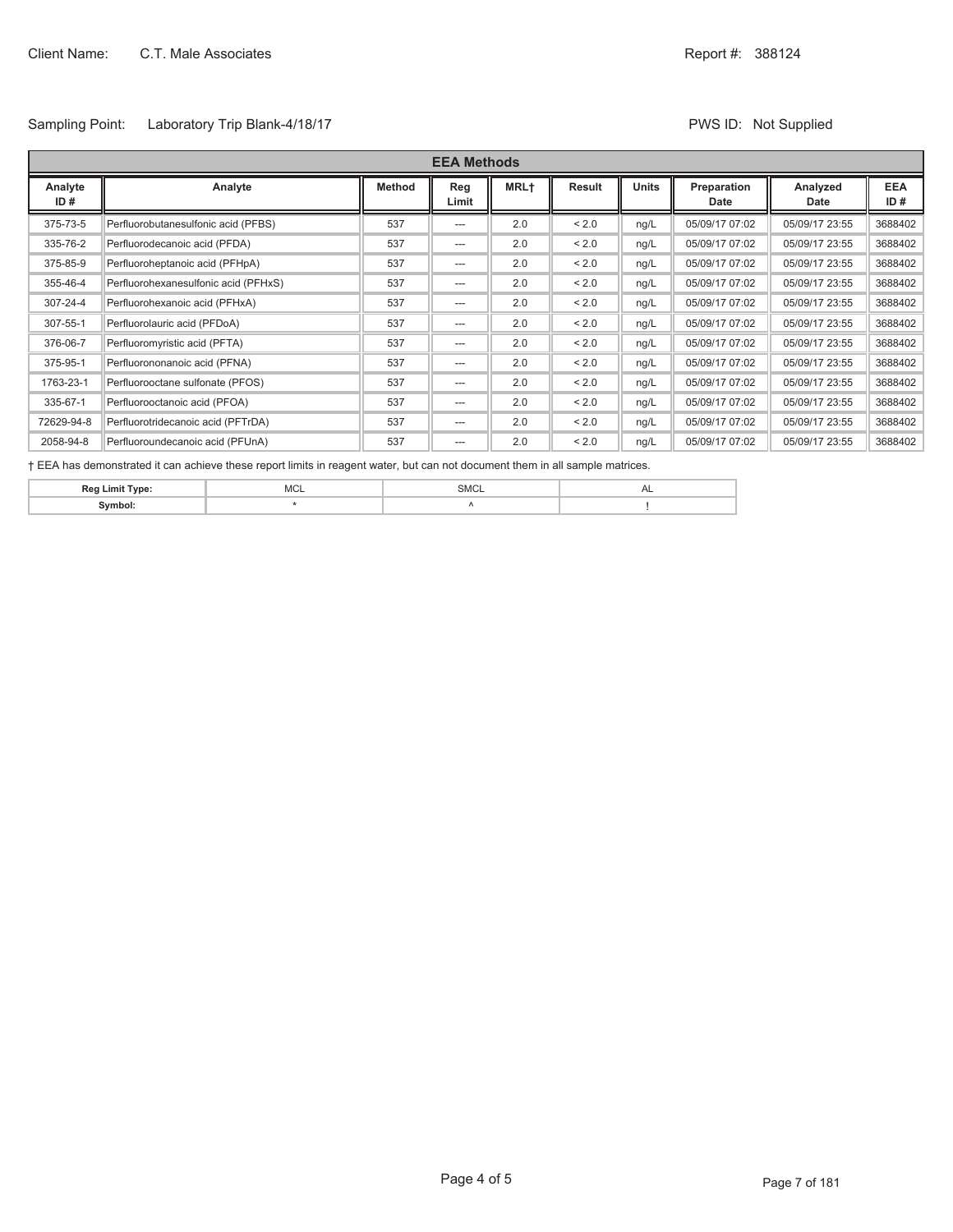Client Name: C.T. Male Associates

Report #: 388124

Sampling Point: Laboratory Trip Blank-4/18/17

PWS ID: Not Supplied

| EEA Methods | | | | | | | | | |
|---|---|---|---|---|---|---|---|---|---|
| Analyte ID # | Analyte | Method | Reg Limit | MRL† | Result | Units | Preparation Date | Analyzed Date | EEA ID # |
| 375-73-5 | Perfluorobutanesulfonic acid (PFBS) | 537 | --- | 2.0 | < 2.0 | ng/L | 05/09/17 07:02 | 05/09/17 23:55 | 3688402 |
| 335-76-2 | Perfluorodecanoic acid (PFDA) | 537 | --- | 2.0 | < 2.0 | ng/L | 05/09/17 07:02 | 05/09/17 23:55 | 3688402 |
| 375-85-9 | Perfluoroheptanoic acid (PFHpA) | 537 | --- | 2.0 | < 2.0 | ng/L | 05/09/17 07:02 | 05/09/17 23:55 | 3688402 |
| 355-46-4 | Perfluorohexanesulfonic acid (PFHxS) | 537 | --- | 2.0 | < 2.0 | ng/L | 05/09/17 07:02 | 05/09/17 23:55 | 3688402 |
| 307-24-4 | Perfluorohexanoic acid (PFHxA) | 537 | --- | 2.0 | < 2.0 | ng/L | 05/09/17 07:02 | 05/09/17 23:55 | 3688402 |
| 307-55-1 | Perfluorolauric acid (PFDoA) | 537 | --- | 2.0 | < 2.0 | ng/L | 05/09/17 07:02 | 05/09/17 23:55 | 3688402 |
| 376-06-7 | Perfluoromyristic acid (PFTA) | 537 | --- | 2.0 | < 2.0 | ng/L | 05/09/17 07:02 | 05/09/17 23:55 | 3688402 |
| 375-95-1 | Perfluorononanoic acid (PFNA) | 537 | --- | 2.0 | < 2.0 | ng/L | 05/09/17 07:02 | 05/09/17 23:55 | 3688402 |
| 1763-23-1 | Perfluorooctane sulfonate (PFOS) | 537 | --- | 2.0 | < 2.0 | ng/L | 05/09/17 07:02 | 05/09/17 23:55 | 3688402 |
| 335-67-1 | Perfluorooctanoic acid (PFOA) | 537 | --- | 2.0 | < 2.0 | ng/L | 05/09/17 07:02 | 05/09/17 23:55 | 3688402 |
| 72629-94-8 | Perfluorotridecanoic acid (PFTrDA) | 537 | --- | 2.0 | < 2.0 | ng/L | 05/09/17 07:02 | 05/09/17 23:55 | 3688402 |
| 2058-94-8 | Perfluoroundecanoic acid (PFUnA) | 537 | --- | 2.0 | < 2.0 | ng/L | 05/09/17 07:02 | 05/09/17 23:55 | 3688402 |

† EEA has demonstrated it can achieve these report limits in reagent water, but can not document them in all sample matrices.

| Reg Limit Type: | MCL | SMCL | AL |
|---|---|---|---|
| Symbol: | * | ^ | ! |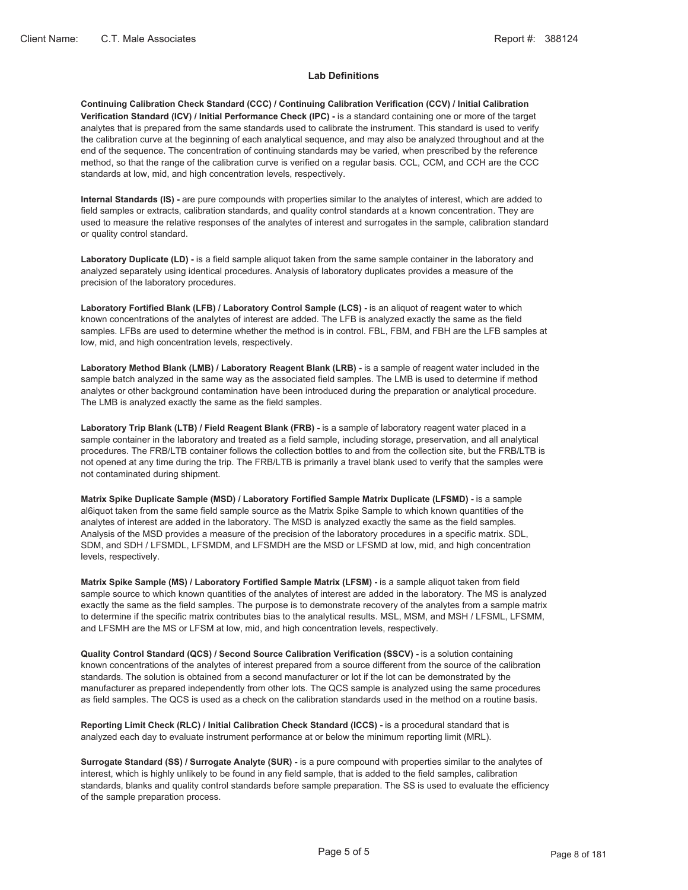## Lab Definitions

**Continuing Calibration Check Standard (CCC) / Continuing Calibration Verification (CCV) / Initial Calibration Verification Standard (ICV) / Initial Performance Check (IPC) -** is a standard containing one or more of the target analytes that is prepared from the same standards used to calibrate the instrument. This standard is used to verify the calibration curve at the beginning of each analytical sequence, and may also be analyzed throughout and at the end of the sequence. The concentration of continuing standards may be varied, when prescribed by the reference method, so that the range of the calibration curve is verified on a regular basis. CCL, CCM, and CCH are the CCC standards at low, mid, and high concentration levels, respectively.

**Internal Standards (IS) -** are pure compounds with properties similar to the analytes of interest, which are added to field samples or extracts, calibration standards, and quality control standards at a known concentration. They are used to measure the relative responses of the analytes of interest and surrogates in the sample, calibration standard or quality control standard.

**Laboratory Duplicate (LD) -** is a field sample aliquot taken from the same sample container in the laboratory and analyzed separately using identical procedures. Analysis of laboratory duplicates provides a measure of the precision of the laboratory procedures.

**Laboratory Fortified Blank (LFB) / Laboratory Control Sample (LCS) -** is an aliquot of reagent water to which known concentrations of the analytes of interest are added. The LFB is analyzed exactly the same as the field samples. LFBs are used to determine whether the method is in control. FBL, FBM, and FBH are the LFB samples at low, mid, and high concentration levels, respectively.

**Laboratory Method Blank (LMB) / Laboratory Reagent Blank (LRB) -** is a sample of reagent water included in the sample batch analyzed in the same way as the associated field samples. The LMB is used to determine if method analytes or other background contamination have been introduced during the preparation or analytical procedure. The LMB is analyzed exactly the same as the field samples.

**Laboratory Trip Blank (LTB) / Field Reagent Blank (FRB) -** is a sample of laboratory reagent water placed in a sample container in the laboratory and treated as a field sample, including storage, preservation, and all analytical procedures. The FRB/LTB container follows the collection bottles to and from the collection site, but the FRB/LTB is not opened at any time during the trip. The FRB/LTB is primarily a travel blank used to verify that the samples were not contaminated during shipment.

**Matrix Spike Duplicate Sample (MSD) / Laboratory Fortified Sample Matrix Duplicate (LFSMD) -** is a sample al6iquot taken from the same field sample source as the Matrix Spike Sample to which known quantities of the analytes of interest are added in the laboratory. The MSD is analyzed exactly the same as the field samples. Analysis of the MSD provides a measure of the precision of the laboratory procedures in a specific matrix. SDL, SDM, and SDH / LFSMDL, LFSMDM, and LFSMDH are the MSD or LFSMD at low, mid, and high concentration levels, respectively.

**Matrix Spike Sample (MS) / Laboratory Fortified Sample Matrix (LFSM) -** is a sample aliquot taken from field sample source to which known quantities of the analytes of interest are added in the laboratory. The MS is analyzed exactly the same as the field samples. The purpose is to demonstrate recovery of the analytes from a sample matrix to determine if the specific matrix contributes bias to the analytical results. MSL, MSM, and MSH / LFSML, LFSMM, and LFSMH are the MS or LFSM at low, mid, and high concentration levels, respectively.

**Quality Control Standard (QCS) / Second Source Calibration Verification (SSCV) -** is a solution containing known concentrations of the analytes of interest prepared from a source different from the source of the calibration standards. The solution is obtained from a second manufacturer or lot if the lot can be demonstrated by the manufacturer as prepared independently from other lots. The QCS sample is analyzed using the same procedures as field samples. The QCS is used as a check on the calibration standards used in the method on a routine basis.

**Reporting Limit Check (RLC) / Initial Calibration Check Standard (ICCS) -** is a procedural standard that is analyzed each day to evaluate instrument performance at or below the minimum reporting limit (MRL).

**Surrogate Standard (SS) / Surrogate Analyte (SUR) -** is a pure compound with properties similar to the analytes of interest, which is highly unlikely to be found in any field sample, that is added to the field samples, calibration standards, blanks and quality control standards before sample preparation. The SS is used to evaluate the efficiency of the sample preparation process.